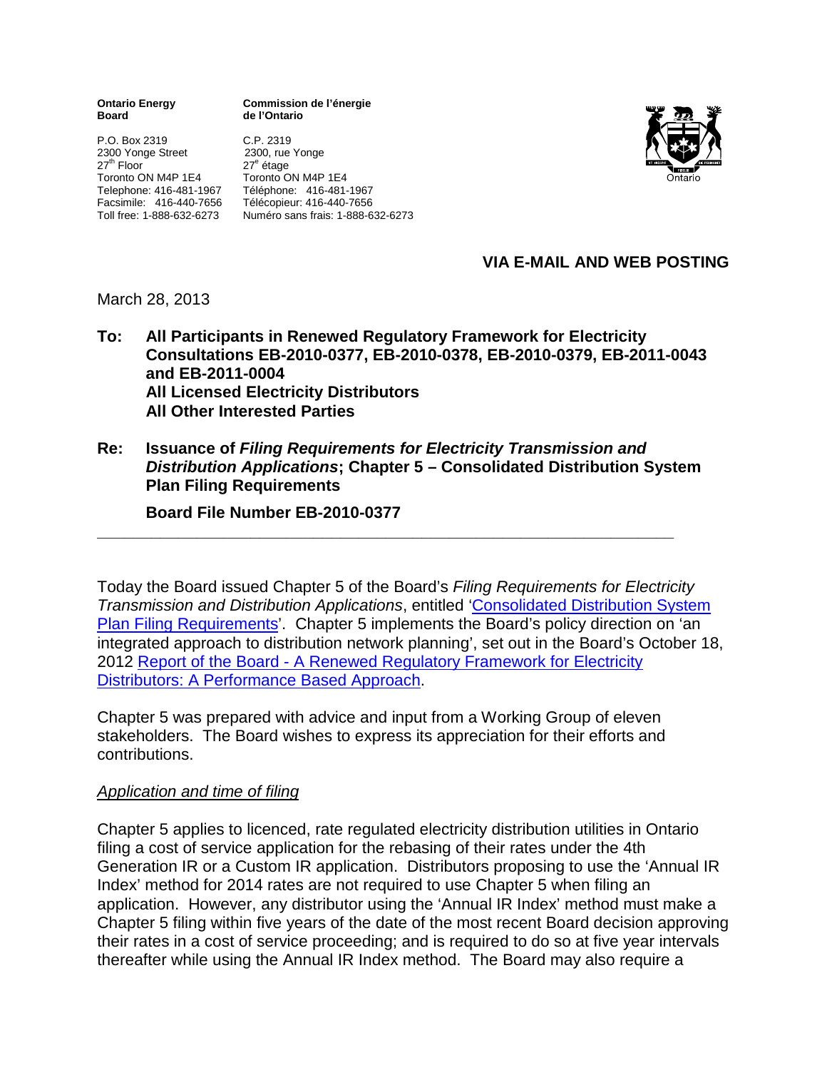**Ontario Energy Board**

P.O. Box 2319
2300 Yonge Street
27th Floor
Toronto ON M4P 1E4
Telephone: 416-481-1967
Facsimile: 416-440-7656
Toll free: 1-888-632-6273

**Commission de l'énergie de l'Ontario**

C.P. 2319
2300, rue Yonge
27e étage
Toronto ON M4P 1E4
Téléphone: 416-481-1967
Télécopieur: 416-440-7656
Numéro sans frais: 1-888-632-6273

**VIA E-MAIL AND WEB POSTING**

March 28, 2013

**To: All Participants in Renewed Regulatory Framework for Electricity Consultations EB-2010-0377, EB-2010-0378, EB-2010-0379, EB-2011-0043 and EB-2011-0004**
**All Licensed Electricity Distributors**
**All Other Interested Parties**

**Re: Issuance of *Filing Requirements for Electricity Transmission and Distribution Applications*; Chapter 5 – Consolidated Distribution System Plan Filing Requirements**

**Board File Number EB-2010-0377**

---

Today the Board issued Chapter 5 of the Board's *Filing Requirements for Electricity Transmission and Distribution Applications*, entitled 'Consolidated Distribution System Plan Filing Requirements'. Chapter 5 implements the Board's policy direction on 'an integrated approach to distribution network planning', set out in the Board's October 18, 2012 Report of the Board - A Renewed Regulatory Framework for Electricity Distributors: A Performance Based Approach.

Chapter 5 was prepared with advice and input from a Working Group of eleven stakeholders. The Board wishes to express its appreciation for their efforts and contributions.

*Application and time of filing*

Chapter 5 applies to licenced, rate regulated electricity distribution utilities in Ontario filing a cost of service application for the rebasing of their rates under the 4th Generation IR or a Custom IR application. Distributors proposing to use the 'Annual IR Index' method for 2014 rates are not required to use Chapter 5 when filing an application. However, any distributor using the 'Annual IR Index' method must make a Chapter 5 filing within five years of the date of the most recent Board decision approving their rates in a cost of service proceeding; and is required to do so at five year intervals thereafter while using the Annual IR Index method. The Board may also require a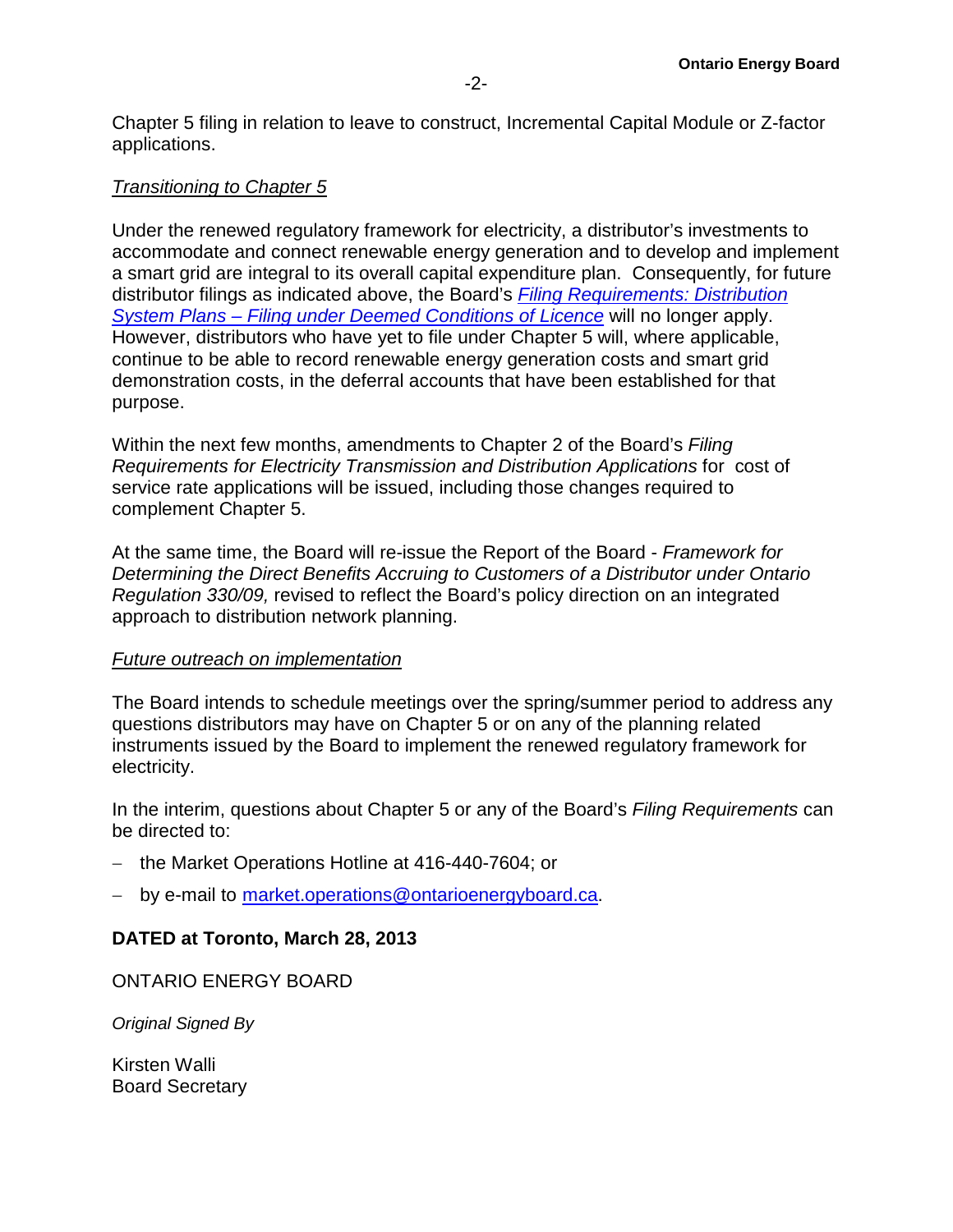Chapter 5 filing in relation to leave to construct, Incremental Capital Module or Z-factor applications.

*Transitioning to Chapter 5*

Under the renewed regulatory framework for electricity, a distributor's investments to accommodate and connect renewable energy generation and to develop and implement a smart grid are integral to its overall capital expenditure plan. Consequently, for future distributor filings as indicated above, the Board's *Filing Requirements: Distribution System Plans – Filing under Deemed Conditions of Licence* will no longer apply. However, distributors who have yet to file under Chapter 5 will, where applicable, continue to be able to record renewable energy generation costs and smart grid demonstration costs, in the deferral accounts that have been established for that purpose.

Within the next few months, amendments to Chapter 2 of the Board's *Filing Requirements for Electricity Transmission and Distribution Applications* for cost of service rate applications will be issued, including those changes required to complement Chapter 5.

At the same time, the Board will re-issue the Report of the Board - *Framework for Determining the Direct Benefits Accruing to Customers of a Distributor under Ontario Regulation 330/09,* revised to reflect the Board's policy direction on an integrated approach to distribution network planning.

*Future outreach on implementation*

The Board intends to schedule meetings over the spring/summer period to address any questions distributors may have on Chapter 5 or on any of the planning related instruments issued by the Board to implement the renewed regulatory framework for electricity.

In the interim, questions about Chapter 5 or any of the Board's *Filing Requirements* can be directed to:

- the Market Operations Hotline at 416-440-7604; or
- by e-mail to market.operations@ontarioenergyboard.ca.

**DATED at Toronto, March 28, 2013**

ONTARIO ENERGY BOARD

*Original Signed By*

Kirsten Walli
Board Secretary